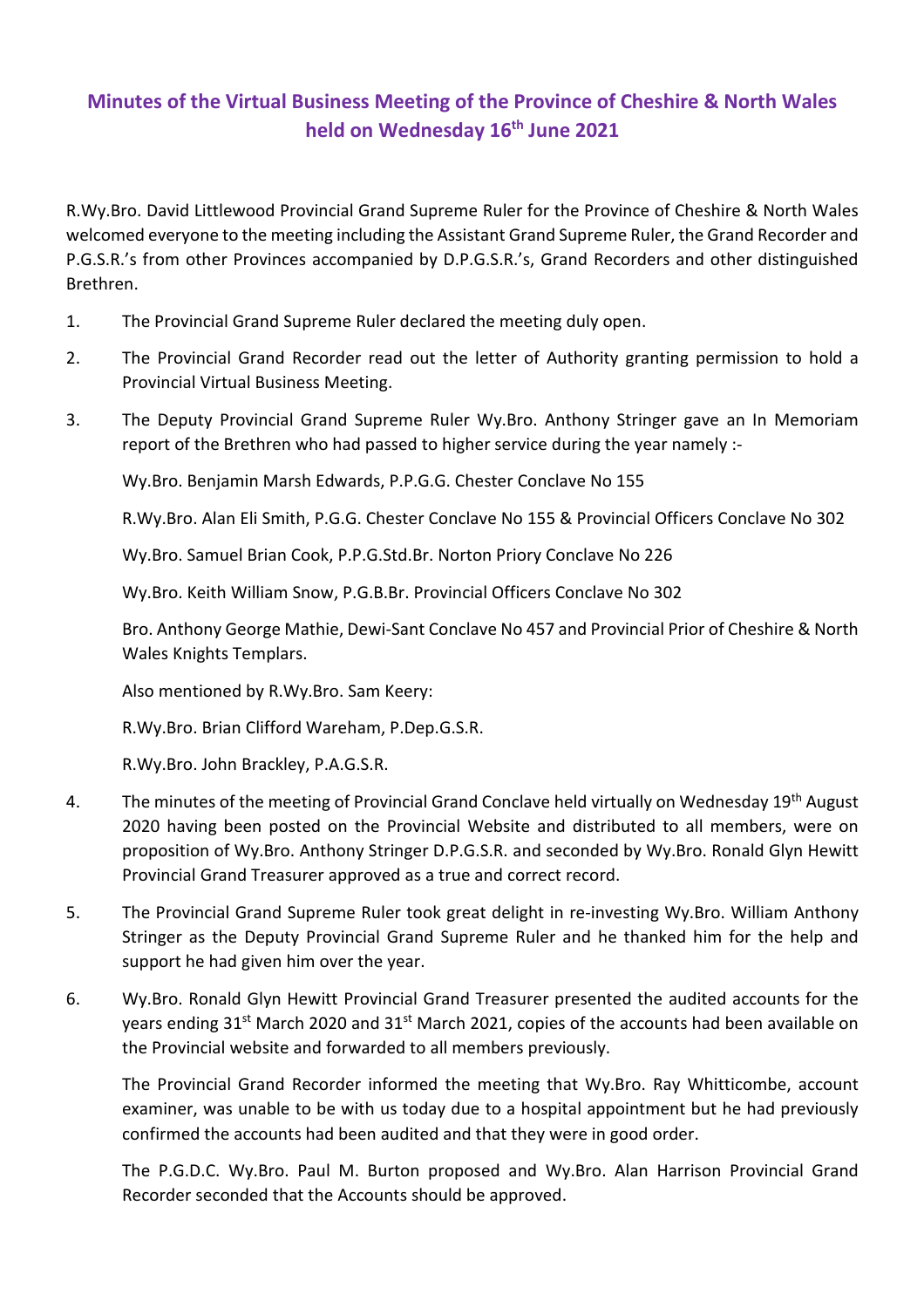# Minutes of the Virtual Business Meeting of the Province of Cheshire & North Wales held on Wednesday 16th June 2021

R.Wy.Bro. David Littlewood Provincial Grand Supreme Ruler for the Province of Cheshire & North Wales welcomed everyone to the meeting including the Assistant Grand Supreme Ruler, the Grand Recorder and P.G.S.R.'s from other Provinces accompanied by D.P.G.S.R.'s, Grand Recorders and other distinguished Brethren.

1. The Provincial Grand Supreme Ruler declared the meeting duly open.

2. The Provincial Grand Recorder read out the letter of Authority granting permission to hold a Provincial Virtual Business Meeting.

3. The Deputy Provincial Grand Supreme Ruler Wy.Bro. Anthony Stringer gave an In Memoriam report of the Brethren who had passed to higher service during the year namely :-

   Wy.Bro. Benjamin Marsh Edwards, P.P.G.G. Chester Conclave No 155

   R.Wy.Bro. Alan Eli Smith, P.G.G. Chester Conclave No 155 & Provincial Officers Conclave No 302

   Wy.Bro. Samuel Brian Cook, P.P.G.Std.Br. Norton Priory Conclave No 226

   Wy.Bro. Keith William Snow, P.G.B.Br. Provincial Officers Conclave No 302

   Bro. Anthony George Mathie, Dewi-Sant Conclave No 457 and Provincial Prior of Cheshire & North Wales Knights Templars.

   Also mentioned by R.Wy.Bro. Sam Keery:

   R.Wy.Bro. Brian Clifford Wareham, P.Dep.G.S.R.

   R.Wy.Bro. John Brackley, P.A.G.S.R.

4. The minutes of the meeting of Provincial Grand Conclave held virtually on Wednesday 19th August 2020 having been posted on the Provincial Website and distributed to all members, were on proposition of Wy.Bro. Anthony Stringer D.P.G.S.R. and seconded by Wy.Bro. Ronald Glyn Hewitt Provincial Grand Treasurer approved as a true and correct record.

5. The Provincial Grand Supreme Ruler took great delight in re-investing Wy.Bro. William Anthony Stringer as the Deputy Provincial Grand Supreme Ruler and he thanked him for the help and support he had given him over the year.

6. Wy.Bro. Ronald Glyn Hewitt Provincial Grand Treasurer presented the audited accounts for the years ending 31st March 2020 and 31st March 2021, copies of the accounts had been available on the Provincial website and forwarded to all members previously.

   The Provincial Grand Recorder informed the meeting that Wy.Bro. Ray Whitticombe, account examiner, was unable to be with us today due to a hospital appointment but he had previously confirmed the accounts had been audited and that they were in good order.

   The P.G.D.C. Wy.Bro. Paul M. Burton proposed and Wy.Bro. Alan Harrison Provincial Grand Recorder seconded that the Accounts should be approved.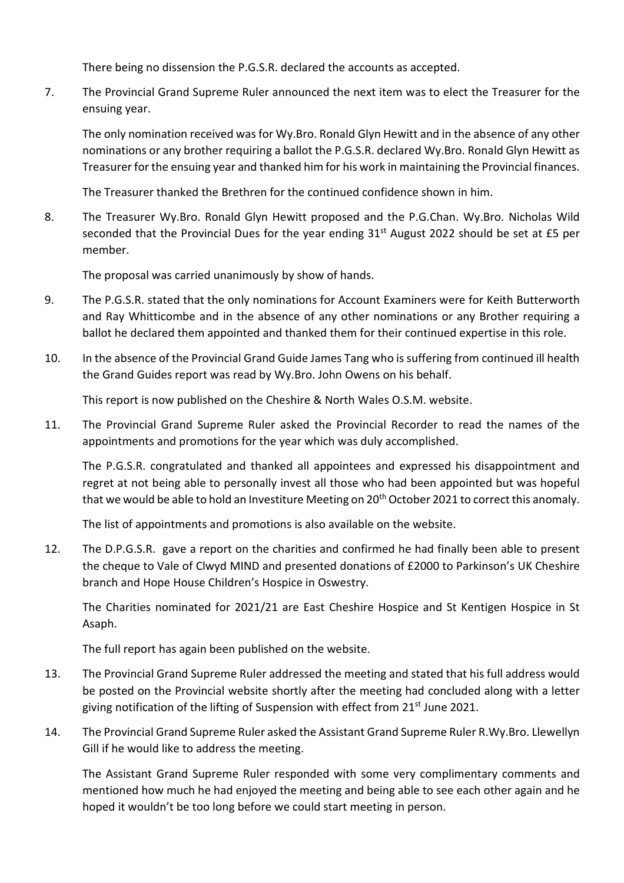There being no dissension the P.G.S.R. declared the accounts as accepted.

7. The Provincial Grand Supreme Ruler announced the next item was to elect the Treasurer for the ensuing year.

   The only nomination received was for Wy.Bro. Ronald Glyn Hewitt and in the absence of any other nominations or any brother requiring a ballot the P.G.S.R. declared Wy.Bro. Ronald Glyn Hewitt as Treasurer for the ensuing year and thanked him for his work in maintaining the Provincial finances.

   The Treasurer thanked the Brethren for the continued confidence shown in him.

8. The Treasurer Wy.Bro. Ronald Glyn Hewitt proposed and the P.G.Chan. Wy.Bro. Nicholas Wild seconded that the Provincial Dues for the year ending 31st August 2022 should be set at £5 per member.

   The proposal was carried unanimously by show of hands.

9. The P.G.S.R. stated that the only nominations for Account Examiners were for Keith Butterworth and Ray Whitticombe and in the absence of any other nominations or any Brother requiring a ballot he declared them appointed and thanked them for their continued expertise in this role.

10. In the absence of the Provincial Grand Guide James Tang who is suffering from continued ill health the Grand Guides report was read by Wy.Bro. John Owens on his behalf.

    This report is now published on the Cheshire & North Wales O.S.M. website.

11. The Provincial Grand Supreme Ruler asked the Provincial Recorder to read the names of the appointments and promotions for the year which was duly accomplished.

    The P.G.S.R. congratulated and thanked all appointees and expressed his disappointment and regret at not being able to personally invest all those who had been appointed but was hopeful that we would be able to hold an Investiture Meeting on 20th October 2021 to correct this anomaly.

    The list of appointments and promotions is also available on the website.

12. The D.P.G.S.R. gave a report on the charities and confirmed he had finally been able to present the cheque to Vale of Clwyd MIND and presented donations of £2000 to Parkinson's UK Cheshire branch and Hope House Children's Hospice in Oswestry.

    The Charities nominated for 2021/21 are East Cheshire Hospice and St Kentigen Hospice in St Asaph.

    The full report has again been published on the website.

13. The Provincial Grand Supreme Ruler addressed the meeting and stated that his full address would be posted on the Provincial website shortly after the meeting had concluded along with a letter giving notification of the lifting of Suspension with effect from 21st June 2021.

14. The Provincial Grand Supreme Ruler asked the Assistant Grand Supreme Ruler R.Wy.Bro. Llewellyn Gill if he would like to address the meeting.

    The Assistant Grand Supreme Ruler responded with some very complimentary comments and mentioned how much he had enjoyed the meeting and being able to see each other again and he hoped it wouldn't be too long before we could start meeting in person.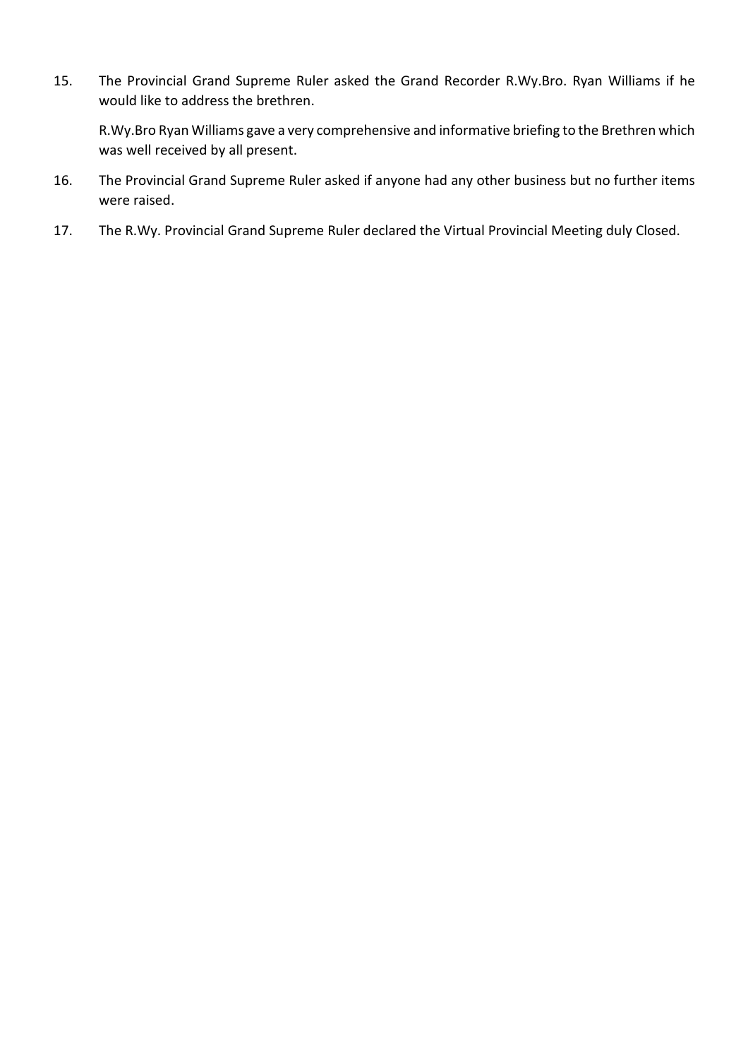15. The Provincial Grand Supreme Ruler asked the Grand Recorder R.Wy.Bro. Ryan Williams if he would like to address the brethren.

    R.Wy.Bro Ryan Williams gave a very comprehensive and informative briefing to the Brethren which was well received by all present.

16. The Provincial Grand Supreme Ruler asked if anyone had any other business but no further items were raised.

17. The R.Wy. Provincial Grand Supreme Ruler declared the Virtual Provincial Meeting duly Closed.